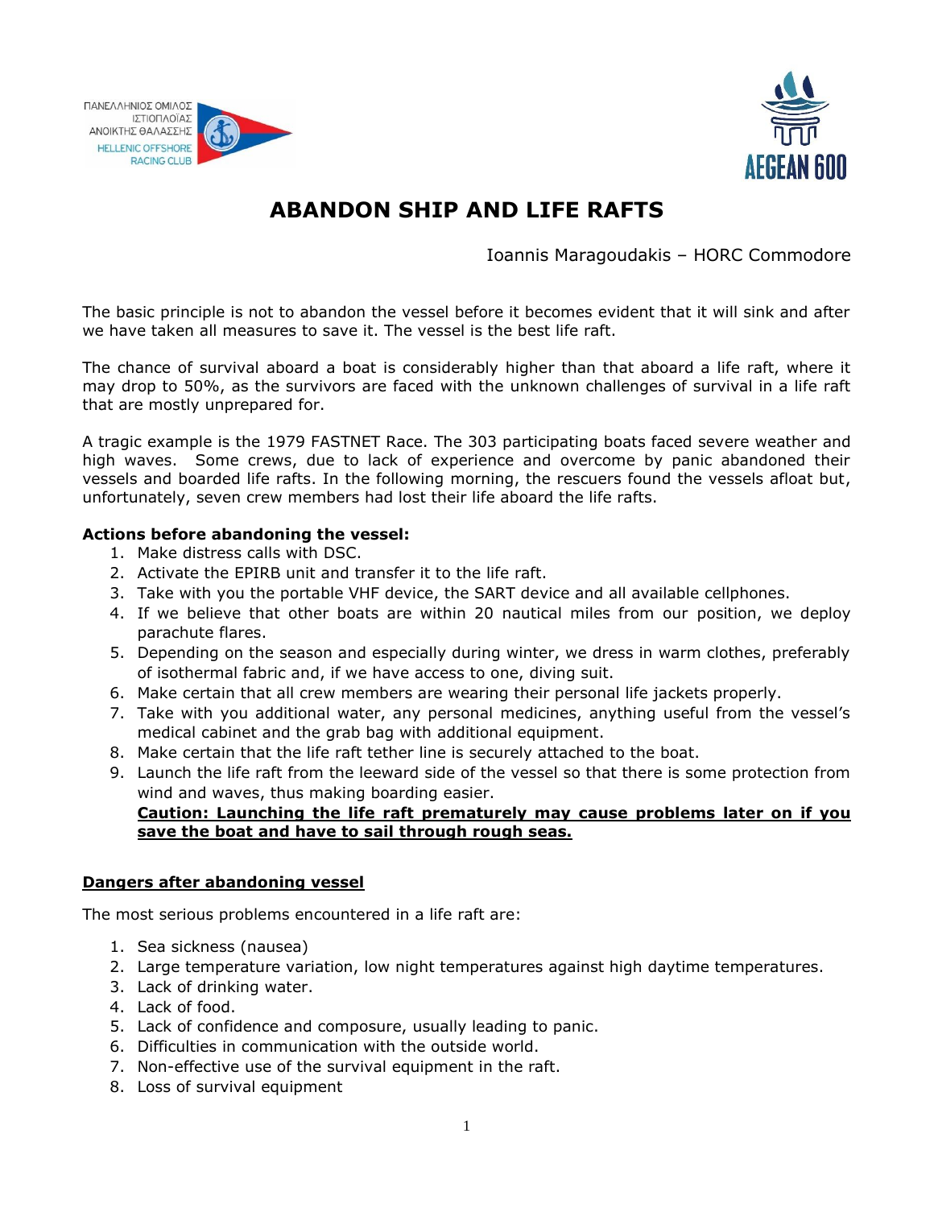# ABANDON SHIP AND LIFE RAFTS

Ioannis Maragoudakis – HORC Commodore

The basic principle is not to abandon the vessel before it becomes evident that it will sink and after we have taken all measures to save it. The vessel is the best life raft.

The chance of survival aboard a boat is considerably higher than that aboard a life raft, where it may drop to 50%, as the survivors are faced with the unknown challenges of survival in a life raft that are mostly unprepared for.

A tragic example is the 1979 FASTNET Race. The 303 participating boats faced severe weather and high waves. Some crews, due to lack of experience and overcome by panic abandoned their vessels and boarded life rafts. In the following morning, the rescuers found the vessels afloat but, unfortunately, seven crew members had lost their life aboard the life rafts.

**Actions before abandoning the vessel:**

1. Make distress calls with DSC.
2. Activate the EPIRB unit and transfer it to the life raft.
3. Take with you the portable VHF device, the SART device and all available cellphones.
4. If we believe that other boats are within 20 nautical miles from our position, we deploy parachute flares.
5. Depending on the season and especially during winter, we dress in warm clothes, preferably of isothermal fabric and, if we have access to one, diving suit.
6. Make certain that all crew members are wearing their personal life jackets properly.
7. Take with you additional water, any personal medicines, anything useful from the vessel's medical cabinet and the grab bag with additional equipment.
8. Make certain that the life raft tether line is securely attached to the boat.
9. Launch the life raft from the leeward side of the vessel so that there is some protection from wind and waves, thus making boarding easier.
   **Caution: Launching the life raft prematurely may cause problems later on if you save the boat and have to sail through rough seas.**

## Dangers after abandoning vessel

The most serious problems encountered in a life raft are:

1. Sea sickness (nausea)
2. Large temperature variation, low night temperatures against high daytime temperatures.
3. Lack of drinking water.
4. Lack of food.
5. Lack of confidence and composure, usually leading to panic.
6. Difficulties in communication with the outside world.
7. Non-effective use of the survival equipment in the raft.
8. Loss of survival equipment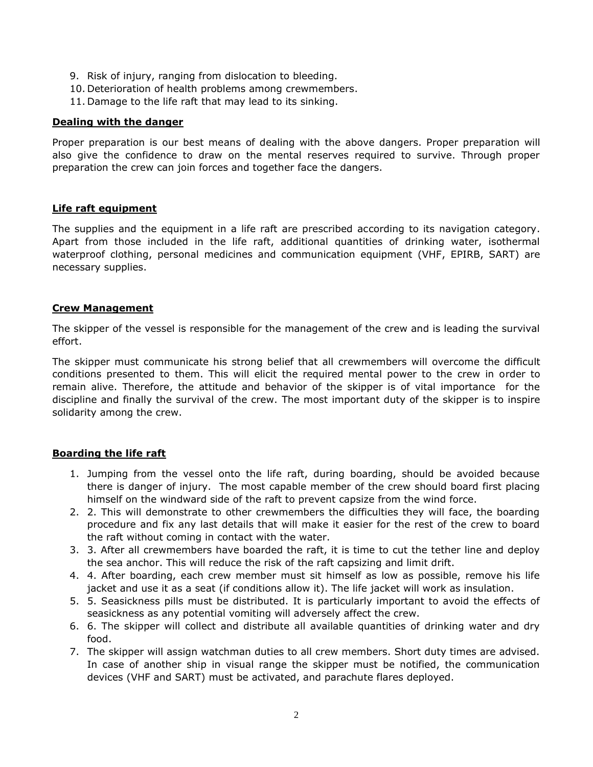9. Risk of injury, ranging from dislocation to bleeding.
10. Deterioration of health problems among crewmembers.
11. Damage to the life raft that may lead to its sinking.

**Dealing with the danger**

Proper preparation is our best means of dealing with the above dangers. Proper preparation will also give the confidence to draw on the mental reserves required to survive. Through proper preparation the crew can join forces and together face the dangers.

**Life raft equipment**

The supplies and the equipment in a life raft are prescribed according to its navigation category. Apart from those included in the life raft, additional quantities of drinking water, isothermal waterproof clothing, personal medicines and communication equipment (VHF, EPIRB, SART) are necessary supplies.

**Crew Management**

The skipper of the vessel is responsible for the management of the crew and is leading the survival effort.

The skipper must communicate his strong belief that all crewmembers will overcome the difficult conditions presented to them. This will elicit the required mental power to the crew in order to remain alive. Therefore, the attitude and behavior of the skipper is of vital importance for the discipline and finally the survival of the crew. The most important duty of the skipper is to inspire solidarity among the crew.

**Boarding the life raft**

1. Jumping from the vessel onto the life raft, during boarding, should be avoided because there is danger of injury. The most capable member of the crew should board first placing himself on the windward side of the raft to prevent capsize from the wind force.
2. 2. This will demonstrate to other crewmembers the difficulties they will face, the boarding procedure and fix any last details that will make it easier for the rest of the crew to board the raft without coming in contact with the water.
3. 3. After all crewmembers have boarded the raft, it is time to cut the tether line and deploy the sea anchor. This will reduce the risk of the raft capsizing and limit drift.
4. 4. After boarding, each crew member must sit himself as low as possible, remove his life jacket and use it as a seat (if conditions allow it). The life jacket will work as insulation.
5. 5. Seasickness pills must be distributed. It is particularly important to avoid the effects of seasickness as any potential vomiting will adversely affect the crew.
6. 6. The skipper will collect and distribute all available quantities of drinking water and dry food.
7. The skipper will assign watchman duties to all crew members. Short duty times are advised. In case of another ship in visual range the skipper must be notified, the communication devices (VHF and SART) must be activated, and parachute flares deployed.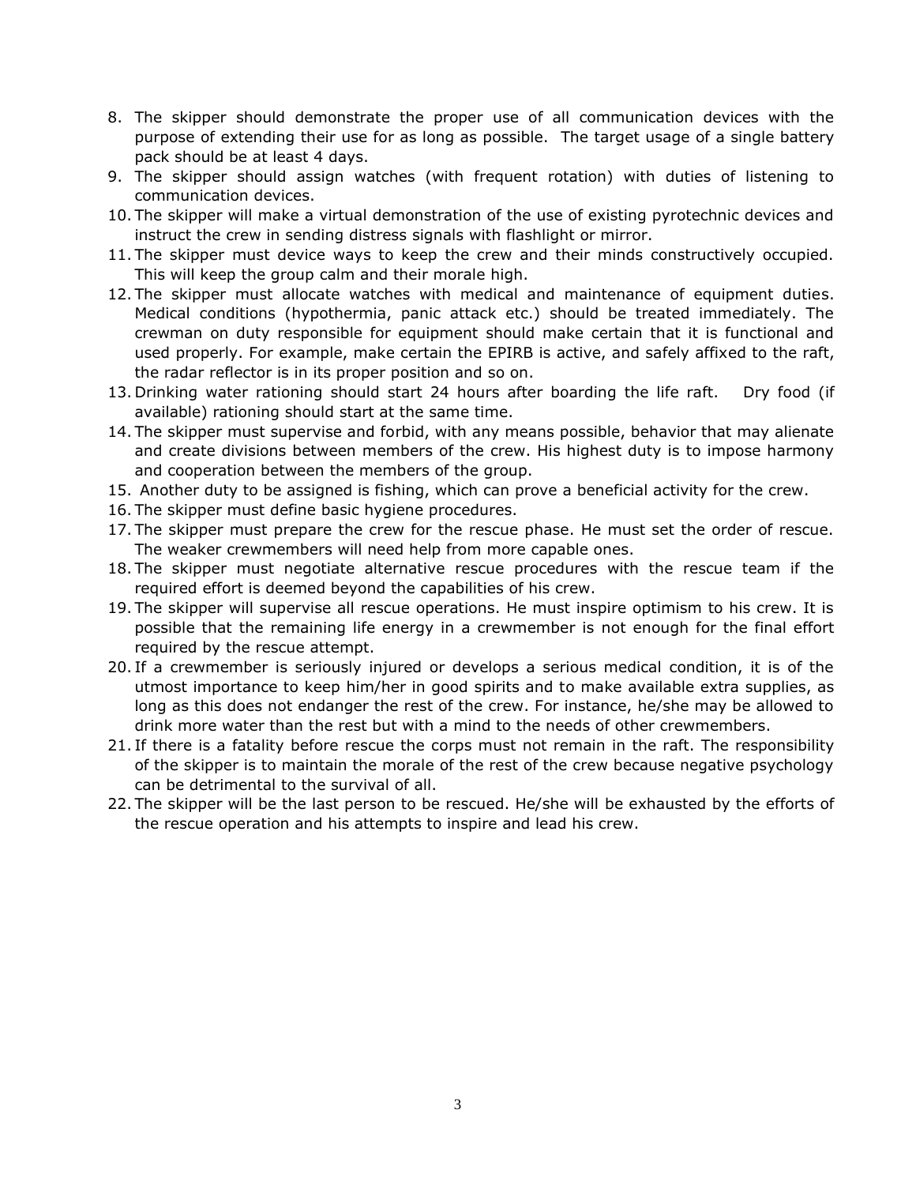8. The skipper should demonstrate the proper use of all communication devices with the purpose of extending their use for as long as possible. The target usage of a single battery pack should be at least 4 days.
9. The skipper should assign watches (with frequent rotation) with duties of listening to communication devices.
10. The skipper will make a virtual demonstration of the use of existing pyrotechnic devices and instruct the crew in sending distress signals with flashlight or mirror.
11. The skipper must device ways to keep the crew and their minds constructively occupied. This will keep the group calm and their morale high.
12. The skipper must allocate watches with medical and maintenance of equipment duties. Medical conditions (hypothermia, panic attack etc.) should be treated immediately. The crewman on duty responsible for equipment should make certain that it is functional and used properly. For example, make certain the EPIRB is active, and safely affixed to the raft, the radar reflector is in its proper position and so on.
13. Drinking water rationing should start 24 hours after boarding the life raft. Dry food (if available) rationing should start at the same time.
14. The skipper must supervise and forbid, with any means possible, behavior that may alienate and create divisions between members of the crew. His highest duty is to impose harmony and cooperation between the members of the group.
15. Another duty to be assigned is fishing, which can prove a beneficial activity for the crew.
16. The skipper must define basic hygiene procedures.
17. The skipper must prepare the crew for the rescue phase. He must set the order of rescue. The weaker crewmembers will need help from more capable ones.
18. The skipper must negotiate alternative rescue procedures with the rescue team if the required effort is deemed beyond the capabilities of his crew.
19. The skipper will supervise all rescue operations. He must inspire optimism to his crew. It is possible that the remaining life energy in a crewmember is not enough for the final effort required by the rescue attempt.
20. If a crewmember is seriously injured or develops a serious medical condition, it is of the utmost importance to keep him/her in good spirits and to make available extra supplies, as long as this does not endanger the rest of the crew. For instance, he/she may be allowed to drink more water than the rest but with a mind to the needs of other crewmembers.
21. If there is a fatality before rescue the corps must not remain in the raft. The responsibility of the skipper is to maintain the morale of the rest of the crew because negative psychology can be detrimental to the survival of all.
22. The skipper will be the last person to be rescued. He/she will be exhausted by the efforts of the rescue operation and his attempts to inspire and lead his crew.